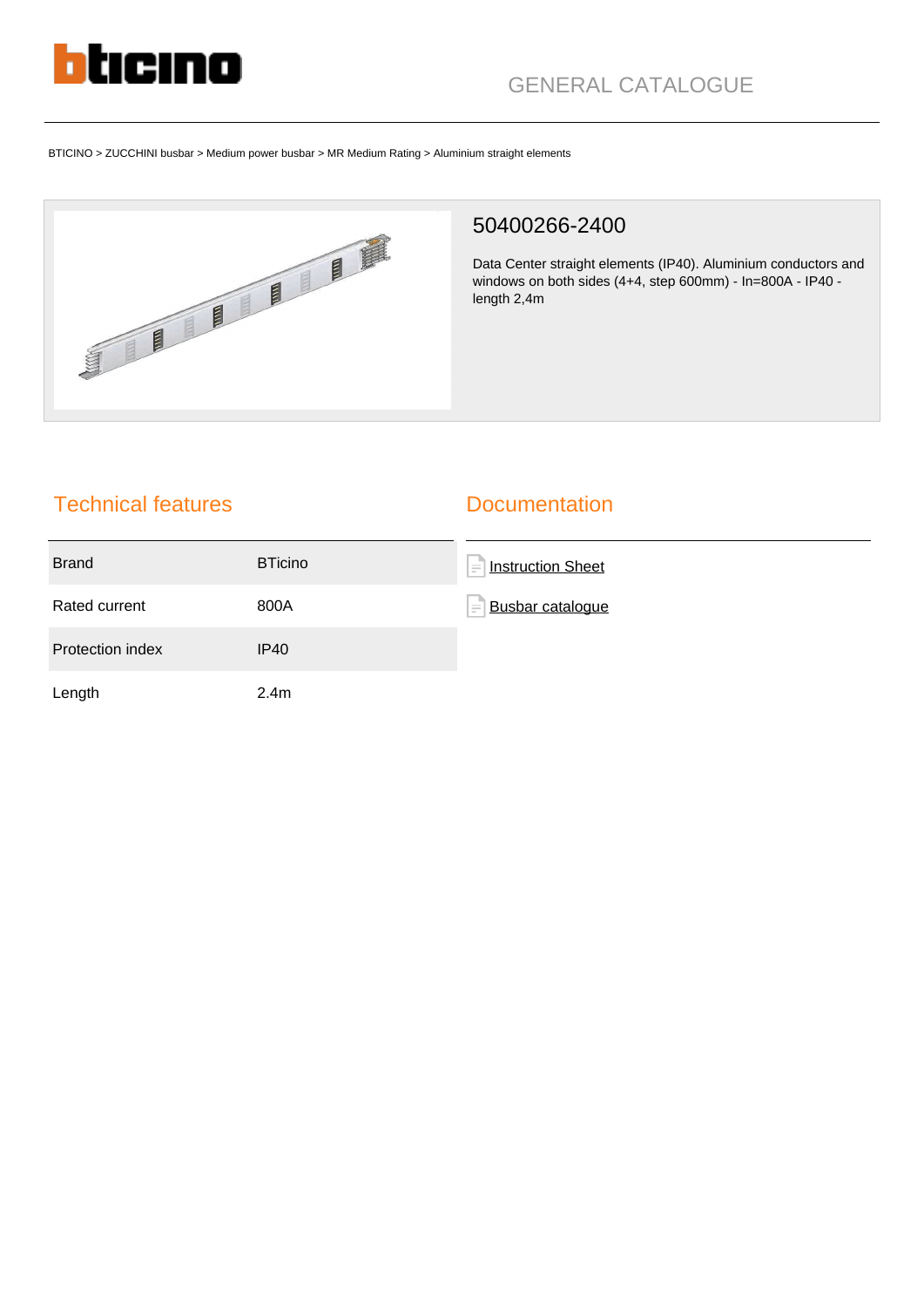GENERAL CATALOGUE

BTICINO > ZUCCHINI busbar > Medium power busbar > MR Medium Rating > Aluminium straight elements

# 50400266-2400

Data Center straight elements (IP40). Aluminium conductors and windows on both sides (4+4, step 600mm) - In=800A - IP40 - length 2,4m

## Technical features

| Brand | BTicino |
| --- | --- |
| Rated current | 800A |
| Protection index | IP40 |
| Length | 2.4m |

## Documentation

- Instruction Sheet
- Busbar catalogue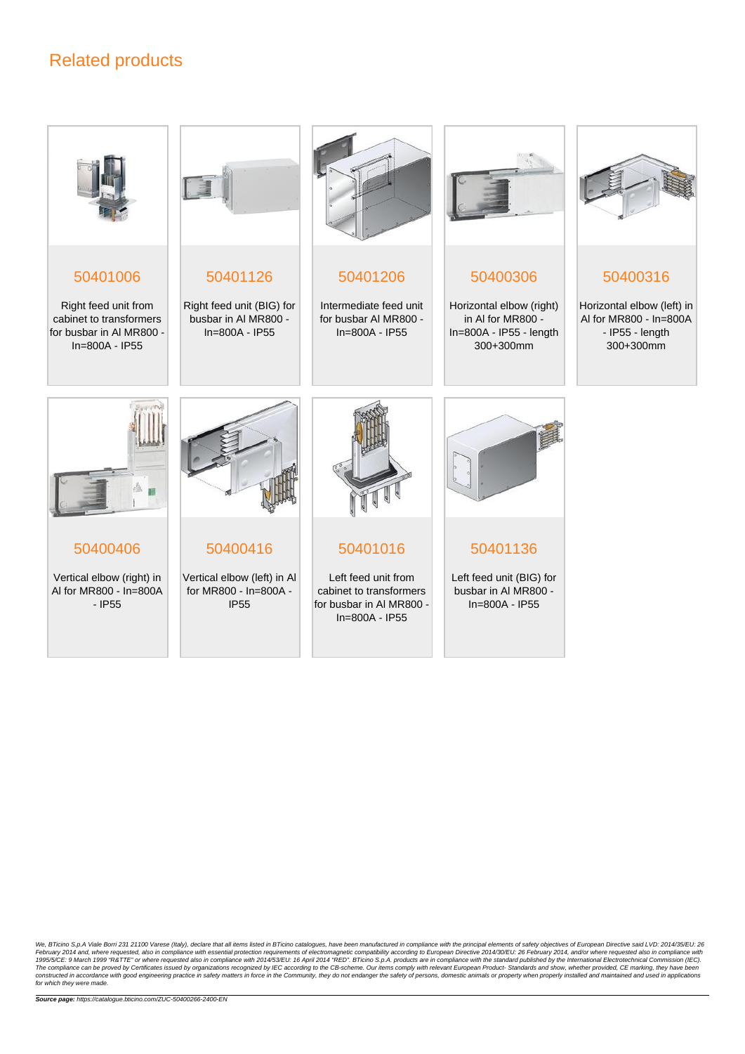## Related products

**50401006**

Right feed unit from cabinet to transformers for busbar in Al MR800 - In=800A - IP55

**50401126**

Right feed unit (BIG) for busbar in Al MR800 - In=800A - IP55

**50401206**

Intermediate feed unit for busbar Al MR800 - In=800A - IP55

**50400306**

Horizontal elbow (right) in Al for MR800 - In=800A - IP55 - length 300+300mm

**50400316**

Horizontal elbow (left) in Al for MR800 - In=800A - IP55 - length 300+300mm

**50400406**

Vertical elbow (right) in Al for MR800 - In=800A - IP55

**50400416**

Vertical elbow (left) in Al for MR800 - In=800A - IP55

**50401016**

Left feed unit from cabinet to transformers for busbar in Al MR800 - In=800A - IP55

**50401136**

Left feed unit (BIG) for busbar in Al MR800 - In=800A - IP55

*We, BTicino S.p.A Viale Borri 231 21100 Varese (Italy), declare that all items listed in BTicino catalogues, have been manufactured in compliance with the principal elements of safety objectives of European Directive said LVD: 2014/35/EU: 26 February 2014 and, where requested, also in compliance with essential protection requirements of electromagnetic compatibility according to European Directive 2014/30/EU: 26 February 2014, and/or where requested also in compliance with 1995/5/CE: 9 March 1999 "R&TTE" or where requested also in compliance with 2014/53/EU: 16 April 2014 "RED". BTicino S.p.A. products are in compliance with the standard published by the International Electrotechnical Commission (IEC). The compliance can be proved by Certificates issued by organizations recognized by IEC according to the CB-scheme. Our items comply with relevant European Product- Standards and show, whether provided, CE marking, they have been constructed in accordance with good engineering practice in safety matters in force in the Community, they do not endanger the safety of persons, domestic animals or property when properly installed and maintained and used in applications for which they were made.*

**Source page:** https://catalogue.bticino.com/ZUC-50400266-2400-EN